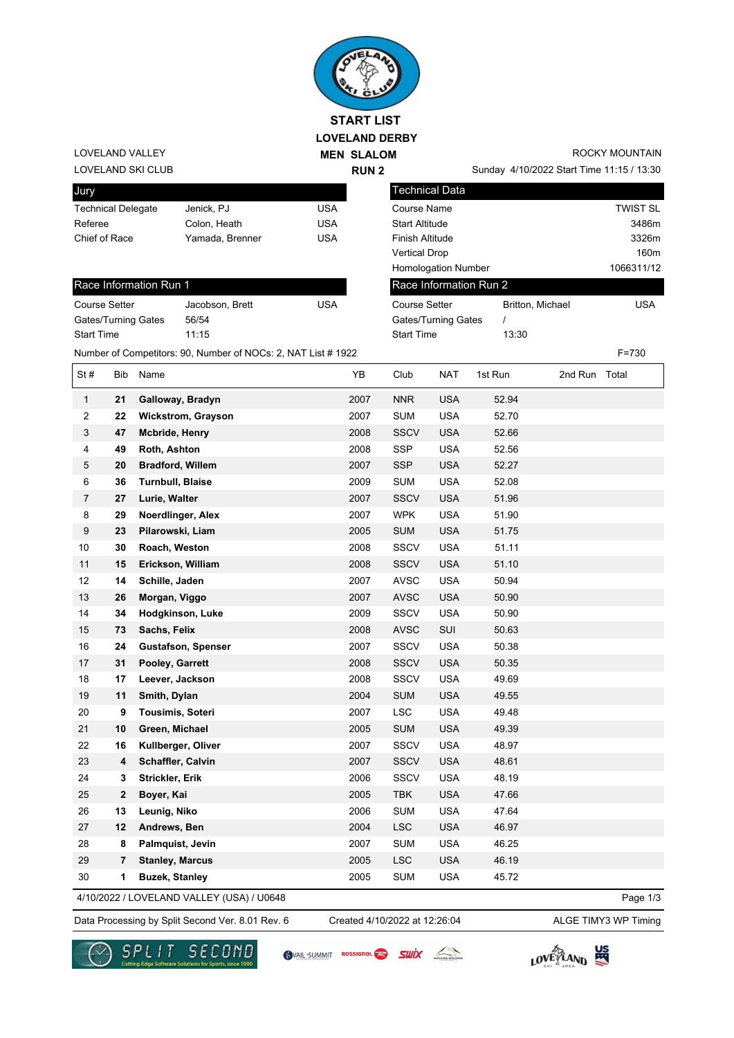# START LIST

## LOVELAND DERBY

### MEN SLALOM

### RUN 2

LOVELAND VALLEY
LOVELAND SKI CLUB

ROCKY MOUNTAIN
Sunday 4/10/2022 Start Time 11:15 / 13:30

| Jury | | |
|---|---|---|
| Technical Delegate | Jenick, PJ | USA |
| Referee | Colon, Heath | USA |
| Chief of Race | Yamada, Brenner | USA |

| Technical Data | |
|---|---|
| Course Name | TWIST SL |
| Start Altitude | 3486m |
| Finish Altitude | 3326m |
| Vertical Drop | 160m |
| Homologation Number | 1066311/12 |

| Race Information Run 1 | | |
|---|---|---|
| Course Setter | Jacobson, Brett | USA |
| Gates/Turning Gates | 56/54 | |
| Start Time | 11:15 | |

| Race Information Run 2 | | |
|---|---|---|
| Course Setter | Britton, Michael | USA |
| Gates/Turning Gates | / | |
| Start Time | 13:30 | |

Number of Competitors: 90, Number of NOCs: 2, NAT List # 1922

F=730

| St # | Bib | Name | YB | Club | NAT | 1st Run | 2nd Run | Total |
|---|---|---|---|---|---|---|---|---|
| 1 | **21** | **Galloway, Bradyn** | 2007 | NNR | USA | 52.94 | | |
| 2 | **22** | **Wickstrom, Grayson** | 2007 | SUM | USA | 52.70 | | |
| 3 | **47** | **Mcbride, Henry** | 2008 | SSCV | USA | 52.66 | | |
| 4 | **49** | **Roth, Ashton** | 2008 | SSP | USA | 52.56 | | |
| 5 | **20** | **Bradford, Willem** | 2007 | SSP | USA | 52.27 | | |
| 6 | **36** | **Turnbull, Blaise** | 2009 | SUM | USA | 52.08 | | |
| 7 | **27** | **Lurie, Walter** | 2007 | SSCV | USA | 51.96 | | |
| 8 | **29** | **Noerdlinger, Alex** | 2007 | WPK | USA | 51.90 | | |
| 9 | **23** | **Pilarowski, Liam** | 2005 | SUM | USA | 51.75 | | |
| 10 | **30** | **Roach, Weston** | 2008 | SSCV | USA | 51.11 | | |
| 11 | **15** | **Erickson, William** | 2008 | SSCV | USA | 51.10 | | |
| 12 | **14** | **Schille, Jaden** | 2007 | AVSC | USA | 50.94 | | |
| 13 | **26** | **Morgan, Viggo** | 2007 | AVSC | USA | 50.90 | | |
| 14 | **34** | **Hodgkinson, Luke** | 2009 | SSCV | USA | 50.90 | | |
| 15 | **73** | **Sachs, Felix** | 2008 | AVSC | SUI | 50.63 | | |
| 16 | **24** | **Gustafson, Spenser** | 2007 | SSCV | USA | 50.38 | | |
| 17 | **31** | **Pooley, Garrett** | 2008 | SSCV | USA | 50.35 | | |
| 18 | **17** | **Leever, Jackson** | 2008 | SSCV | USA | 49.69 | | |
| 19 | **11** | **Smith, Dylan** | 2004 | SUM | USA | 49.55 | | |
| 20 | **9** | **Tousimis, Soteri** | 2007 | LSC | USA | 49.48 | | |
| 21 | **10** | **Green, Michael** | 2005 | SUM | USA | 49.39 | | |
| 22 | **16** | **Kullberger, Oliver** | 2007 | SSCV | USA | 48.97 | | |
| 23 | **4** | **Schaffler, Calvin** | 2007 | SSCV | USA | 48.61 | | |
| 24 | **3** | **Strickler, Erik** | 2006 | SSCV | USA | 48.19 | | |
| 25 | **2** | **Boyer, Kai** | 2005 | TBK | USA | 47.66 | | |
| 26 | **13** | **Leunig, Niko** | 2006 | SUM | USA | 47.64 | | |
| 27 | **12** | **Andrews, Ben** | 2004 | LSC | USA | 46.97 | | |
| 28 | **8** | **Palmquist, Jevin** | 2007 | SUM | USA | 46.25 | | |
| 29 | **7** | **Stanley, Marcus** | 2005 | LSC | USA | 46.19 | | |
| 30 | **1** | **Buzek, Stanley** | 2005 | SUM | USA | 45.72 | | |

4/10/2022 / LOVELAND VALLEY (USA) / U0648

Data Processing by Split Second Ver. 8.01 Rev. 6 — Created 4/10/2022 at 12:26:04 — ALGE TIMY3 WP Timing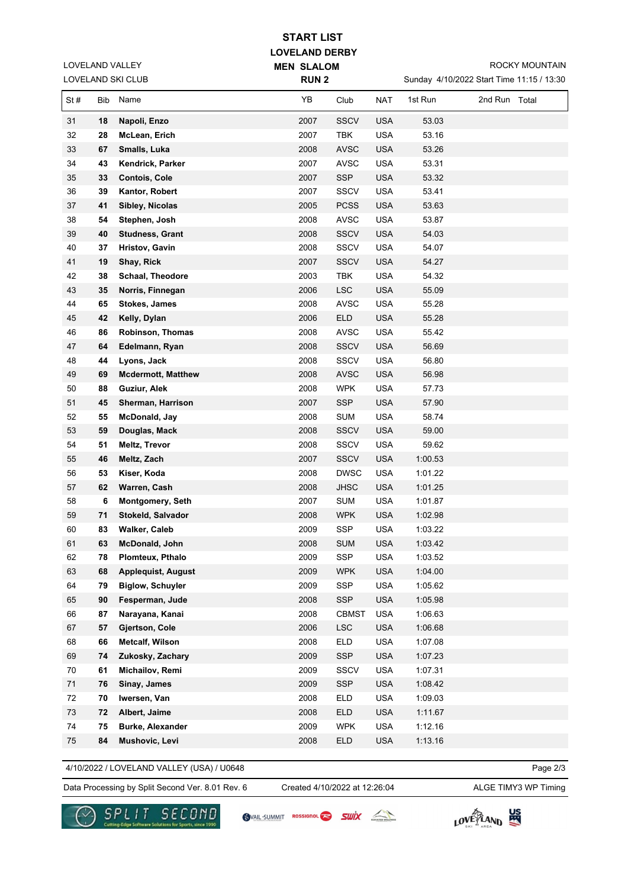# START LIST

## LOVELAND DERBY

### MEN SLALOM

### RUN 2

LOVELAND VALLEY
LOVELAND SKI CLUB

ROCKY MOUNTAIN
Sunday 4/10/2022 Start Time 11:15 / 13:30

| St # | Bib | Name | YB | Club | NAT | 1st Run | 2nd Run | Total |
|---|---|---|---|---|---|---|---|---|
| 31 | **18** | **Napoli, Enzo** | 2007 | SSCV | USA | 53.03 | | |
| 32 | **28** | **McLean, Erich** | 2007 | TBK | USA | 53.16 | | |
| 33 | **67** | **Smalls, Luka** | 2008 | AVSC | USA | 53.26 | | |
| 34 | **43** | **Kendrick, Parker** | 2007 | AVSC | USA | 53.31 | | |
| 35 | **33** | **Contois, Cole** | 2007 | SSP | USA | 53.32 | | |
| 36 | **39** | **Kantor, Robert** | 2007 | SSCV | USA | 53.41 | | |
| 37 | **41** | **Sibley, Nicolas** | 2005 | PCSS | USA | 53.63 | | |
| 38 | **54** | **Stephen, Josh** | 2008 | AVSC | USA | 53.87 | | |
| 39 | **40** | **Studness, Grant** | 2008 | SSCV | USA | 54.03 | | |
| 40 | **37** | **Hristov, Gavin** | 2008 | SSCV | USA | 54.07 | | |
| 41 | **19** | **Shay, Rick** | 2007 | SSCV | USA | 54.27 | | |
| 42 | **38** | **Schaal, Theodore** | 2003 | TBK | USA | 54.32 | | |
| 43 | **35** | **Norris, Finnegan** | 2006 | LSC | USA | 55.09 | | |
| 44 | **65** | **Stokes, James** | 2008 | AVSC | USA | 55.28 | | |
| 45 | **42** | **Kelly, Dylan** | 2006 | ELD | USA | 55.28 | | |
| 46 | **86** | **Robinson, Thomas** | 2008 | AVSC | USA | 55.42 | | |
| 47 | **64** | **Edelmann, Ryan** | 2008 | SSCV | USA | 56.69 | | |
| 48 | **44** | **Lyons, Jack** | 2008 | SSCV | USA | 56.80 | | |
| 49 | **69** | **Mcdermott, Matthew** | 2008 | AVSC | USA | 56.98 | | |
| 50 | **88** | **Guziur, Alek** | 2008 | WPK | USA | 57.73 | | |
| 51 | **45** | **Sherman, Harrison** | 2007 | SSP | USA | 57.90 | | |
| 52 | **55** | **McDonald, Jay** | 2008 | SUM | USA | 58.74 | | |
| 53 | **59** | **Douglas, Mack** | 2008 | SSCV | USA | 59.00 | | |
| 54 | **51** | **Meltz, Trevor** | 2008 | SSCV | USA | 59.62 | | |
| 55 | **46** | **Meltz, Zach** | 2007 | SSCV | USA | 1:00.53 | | |
| 56 | **53** | **Kiser, Koda** | 2008 | DWSC | USA | 1:01.22 | | |
| 57 | **62** | **Warren, Cash** | 2008 | JHSC | USA | 1:01.25 | | |
| 58 | **6** | **Montgomery, Seth** | 2007 | SUM | USA | 1:01.87 | | |
| 59 | **71** | **Stokeld, Salvador** | 2008 | WPK | USA | 1:02.98 | | |
| 60 | **83** | **Walker, Caleb** | 2009 | SSP | USA | 1:03.22 | | |
| 61 | **63** | **McDonald, John** | 2008 | SUM | USA | 1:03.42 | | |
| 62 | **78** | **Plomteux, Pthalo** | 2009 | SSP | USA | 1:03.52 | | |
| 63 | **68** | **Applequist, August** | 2009 | WPK | USA | 1:04.00 | | |
| 64 | **79** | **Biglow, Schuyler** | 2009 | SSP | USA | 1:05.62 | | |
| 65 | **90** | **Fesperman, Jude** | 2008 | SSP | USA | 1:05.98 | | |
| 66 | **87** | **Narayana, Kanai** | 2008 | CBMST | USA | 1:06.63 | | |
| 67 | **57** | **Gjertson, Cole** | 2006 | LSC | USA | 1:06.68 | | |
| 68 | **66** | **Metcalf, Wilson** | 2008 | ELD | USA | 1:07.08 | | |
| 69 | **74** | **Zukosky, Zachary** | 2009 | SSP | USA | 1:07.23 | | |
| 70 | **61** | **Michailov, Remi** | 2009 | SSCV | USA | 1:07.31 | | |
| 71 | **76** | **Sinay, James** | 2009 | SSP | USA | 1:08.42 | | |
| 72 | **70** | **Iwersen, Van** | 2008 | ELD | USA | 1:09.03 | | |
| 73 | **72** | **Albert, Jaime** | 2008 | ELD | USA | 1:11.67 | | |
| 74 | **75** | **Burke, Alexander** | 2009 | WPK | USA | 1:12.16 | | |
| 75 | **84** | **Mushovic, Levi** | 2008 | ELD | USA | 1:13.16 | | |

4/10/2022 / LOVELAND VALLEY (USA) / U0648

Data Processing by Split Second Ver. 8.01 Rev. 6 | Created 4/10/2022 at 12:26:04 | ALGE TIMY3 WP Timing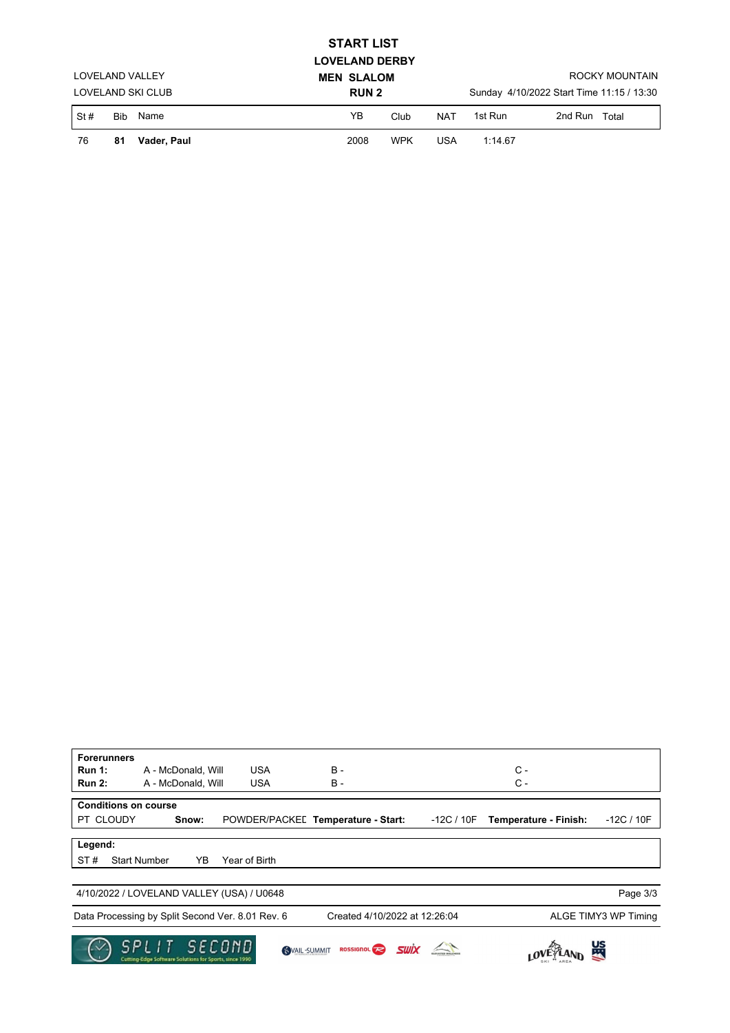# START LIST

## LOVELAND DERBY

LOVELAND VALLEY
LOVELAND SKI CLUB

**MEN SLALOM**
**RUN 2**

ROCKY MOUNTAIN
Sunday 4/10/2022 Start Time 11:15 / 13:30

| St # | Bib | Name | YB | Club | NAT | 1st Run | 2nd Run | Total |
|---|---|---|---|---|---|---|---|---|
| 76 | **81** | **Vader, Paul** | 2008 | WPK | USA | 1:14.67 | | |

| **Forerunners** | | | | |
|---|---|---|---|---|
| **Run 1:** | A - McDonald, Will | USA | B - | C - |
| **Run 2:** | A - McDonald, Will | USA | B - | C - |

| **Conditions on course** | | | | | | |
|---|---|---|---|---|---|---|
| PT CLOUDY | **Snow:** | POWDER/PACKEΓ | **Temperature - Start:** | -12C / 10F | **Temperature - Finish:** | -12C / 10F |

**Legend:**
ST # Start Number   YB Year of Birth

4/10/2022 / LOVELAND VALLEY (USA) / U0648

Data Processing by Split Second Ver. 8.01 Rev. 6   Created 4/10/2022 at 12:26:04   ALGE TIMY3 WP Timing